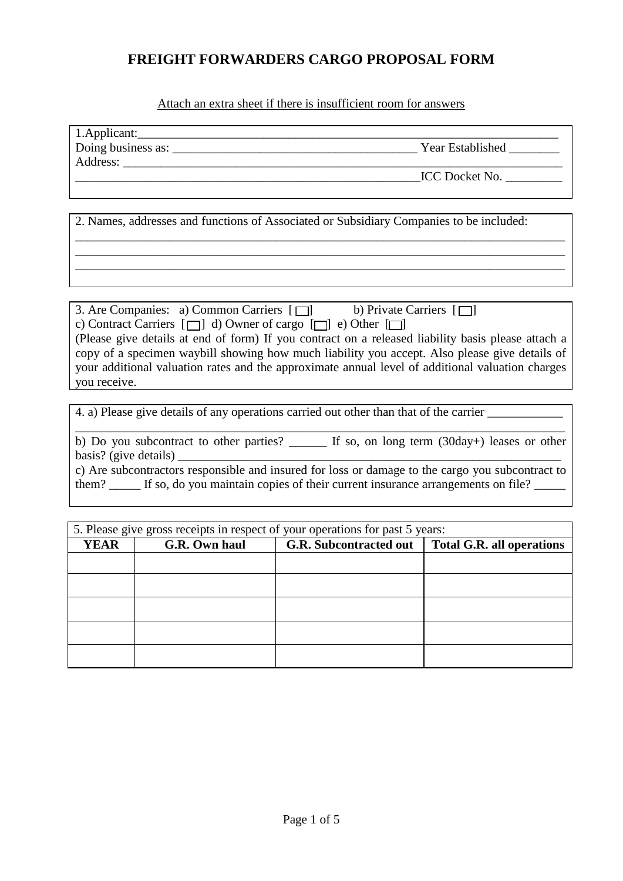# FREIGHT FORWARDERS CARGO PROPOSAL FORM

Attach an extra sheet if there is insufficient room for answers

1.Applicant:_______________________________________________________________
Doing business as: ______________________________________ Year Established ________
Address: ___________________________________________________________________
_______________________________________________________ICC Docket No. _________

2. Names, addresses and functions of Associated or Subsidiary Companies to be included:
_____________________________________________________________________________
_____________________________________________________________________________
_____________________________________________________________________________

3. Are Companies: a) Common Carriers [ ] b) Private Carriers [ ]
c) Contract Carriers [ ] d) Owner of cargo [ ] e) Other [ ]
(Please give details at end of form) If you contract on a released liability basis please attach a copy of a specimen waybill showing how much liability you accept. Also please give details of your additional valuation rates and the approximate annual level of additional valuation charges you receive.

4. a) Please give details of any operations carried out other than that of the carrier ____________
_____________________________________________________________________________
b) Do you subcontract to other parties? ______ If so, on long term (30day+) leases or other basis? (give details) ______________________________________________________________
c) Are subcontractors responsible and insured for loss or damage to the cargo you subcontract to them? _____ If so, do you maintain copies of their current insurance arrangements on file? _____

5. Please give gross receipts in respect of your operations for past 5 years:

| YEAR | G.R. Own haul | G.R. Subcontracted out | Total G.R. all operations |
|---|---|---|---|
| | | | |
| | | | |
| | | | |
| | | | |
| | | | |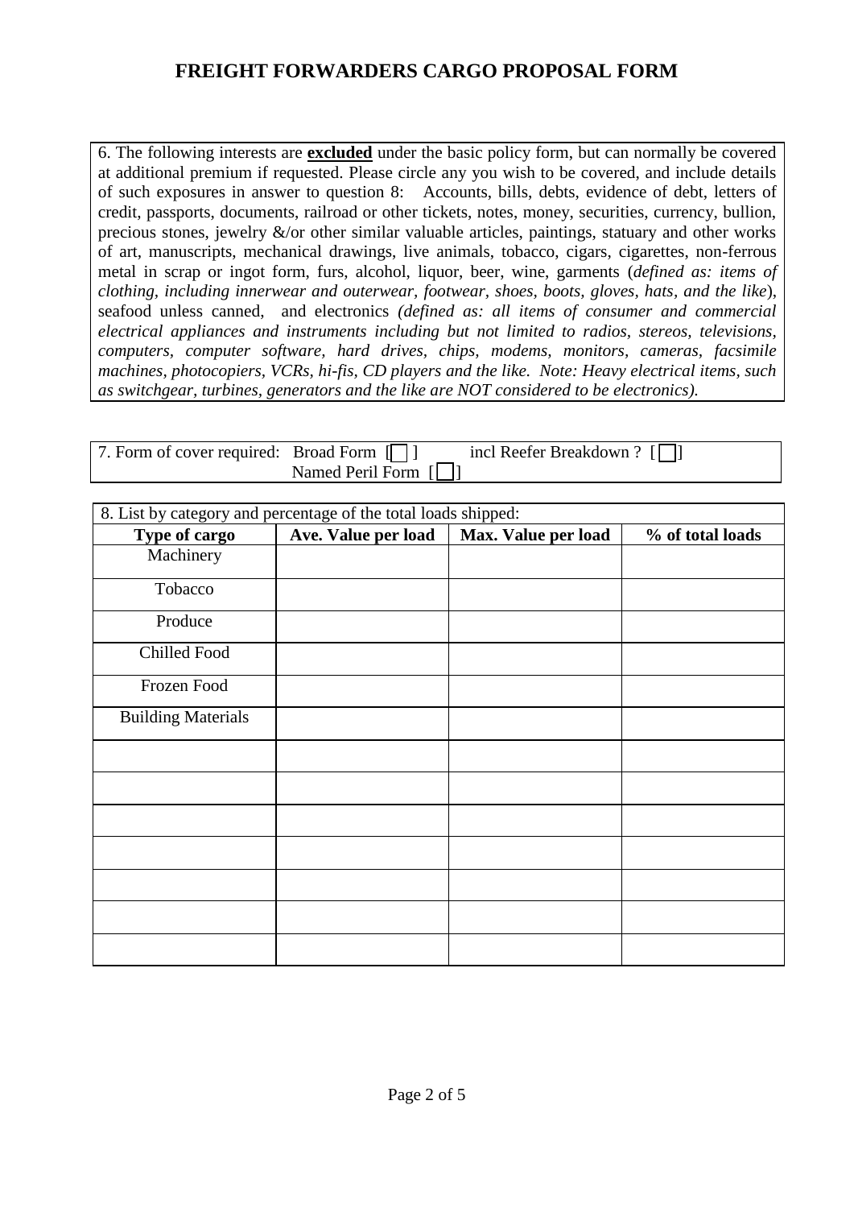# FREIGHT FORWARDERS CARGO PROPOSAL FORM

6. The following interests are **excluded** under the basic policy form, but can normally be covered at additional premium if requested. Please circle any you wish to be covered, and include details of such exposures in answer to question 8: Accounts, bills, debts, evidence of debt, letters of credit, passports, documents, railroad or other tickets, notes, money, securities, currency, bullion, precious stones, jewelry &/or other similar valuable articles, paintings, statuary and other works of art, manuscripts, mechanical drawings, live animals, tobacco, cigars, cigarettes, non-ferrous metal in scrap or ingot form, furs, alcohol, liquor, beer, wine, garments (*defined as: items of clothing, including innerwear and outerwear, footwear, shoes, boots, gloves, hats, and the like*), seafood unless canned, and electronics *(defined as: all items of consumer and commercial electrical appliances and instruments including but not limited to radios, stereos, televisions, computers, computer software, hard drives, chips, modems, monitors, cameras, facsimile machines, photocopiers, VCRs, hi-fis, CD players and the like. Note: Heavy electrical items, such as switchgear, turbines, generators and the like are NOT considered to be electronics).*

7. Form of cover required: Broad Form [ ☐ ] incl Reefer Breakdown ? [ ☐ ]
Named Peril Form [ ☐ ]

8. List by category and percentage of the total loads shipped:

| Type of cargo | Ave. Value per load | Max. Value per load | % of total loads |
|---|---|---|---|
| Machinery | | | |
| Tobacco | | | |
| Produce | | | |
| Chilled Food | | | |
| Frozen Food | | | |
| Building Materials | | | |
| | | | |
| | | | |
| | | | |
| | | | |
| | | | |
| | | | |
| | | | |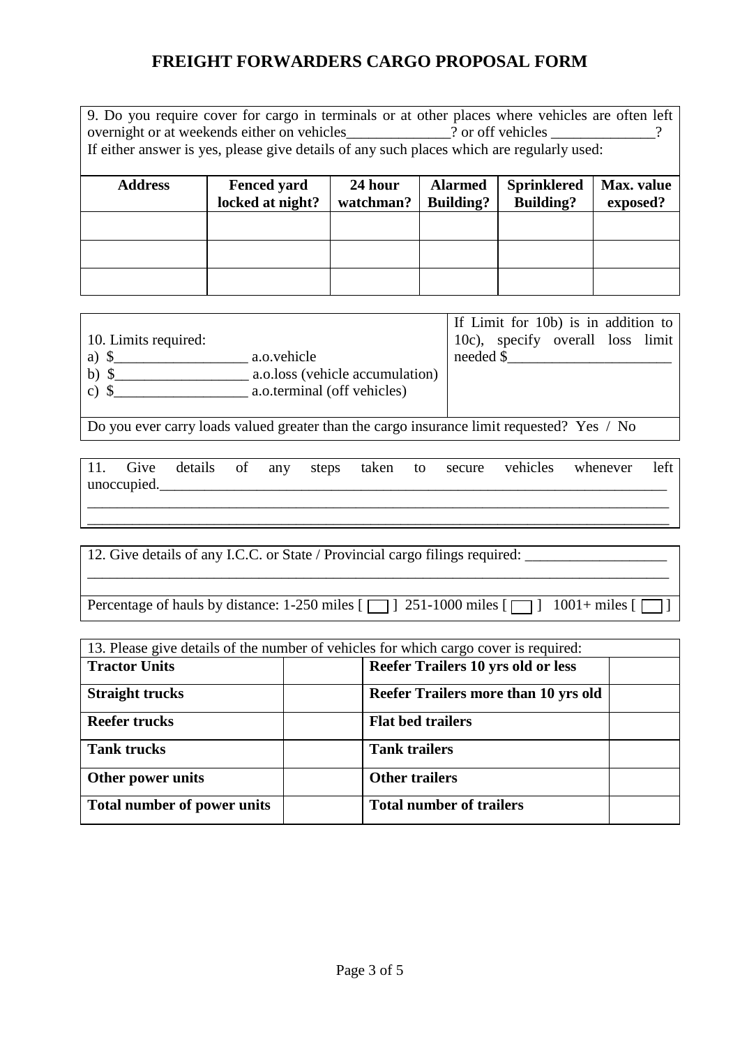# FREIGHT FORWARDERS CARGO PROPOSAL FORM

9. Do you require cover for cargo in terminals or at other places where vehicles are often left overnight or at weekends either on vehicles______________? or off vehicles ______________?
If either answer is yes, please give details of any such places which are regularly used:

| Address | Fenced yard locked at night? | 24 hour watchman? | Alarmed Building? | Sprinklered Building? | Max. value exposed? |
|---|---|---|---|---|---|
| | | | | | |
| | | | | | |
| | | | | | |

10. Limits required:
a) $__________________ a.o.vehicle
b) $__________________ a.o.loss (vehicle accumulation)
c) $__________________ a.o.terminal (off vehicles)

If Limit for 10b) is in addition to 10c), specify overall loss limit needed $______________________

Do you ever carry loads valued greater than the cargo insurance limit requested? Yes / No

11. Give details of any steps taken to secure vehicles whenever left unoccupied.___________________________________________________________________________
______________________________________________________________________________
______________________________________________________________________________

12. Give details of any I.C.C. or State / Provincial cargo filings required: ___________________
______________________________________________________________________________

Percentage of hauls by distance: 1-250 miles [ ☐ ] 251-1000 miles [ ☐ ] 1001+ miles [ ☐ ]

| 13. Please give details of the number of vehicles for which cargo cover is required: | | | |
|---|---|---|---|
| **Tractor Units** | | **Reefer Trailers 10 yrs old or less** | |
| **Straight trucks** | | **Reefer Trailers more than 10 yrs old** | |
| **Reefer trucks** | | **Flat bed trailers** | |
| **Tank trucks** | | **Tank trailers** | |
| **Other power units** | | **Other trailers** | |
| **Total number of power units** | | **Total number of trailers** | |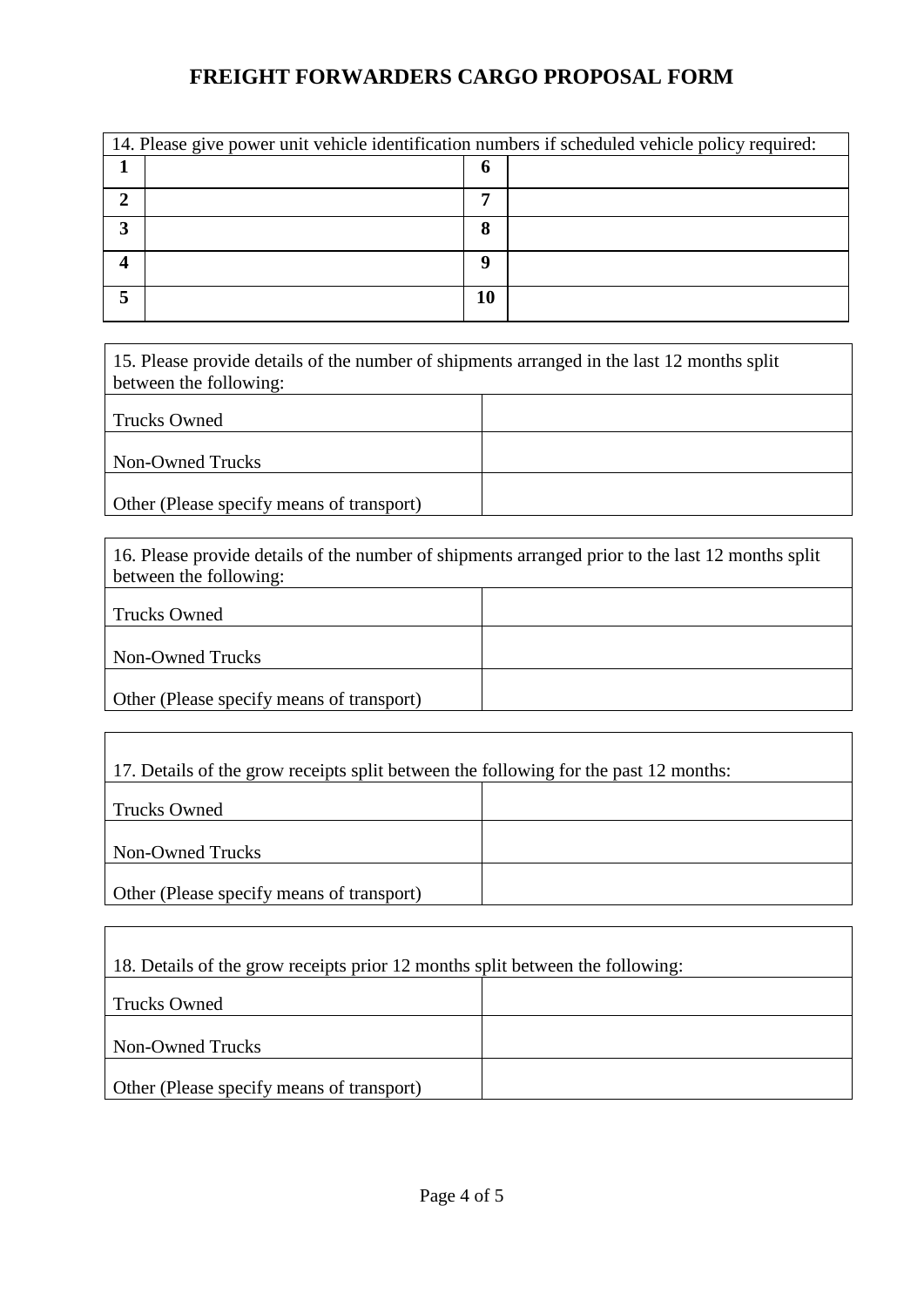# FREIGHT FORWARDERS CARGO PROPOSAL FORM

| 14. Please give power unit vehicle identification numbers if scheduled vehicle policy required: | | | |
|---|---|---|---|
| **1** | | **6** | |
| **2** | | **7** | |
| **3** | | **8** | |
| **4** | | **9** | |
| **5** | | **10** | |

| 15. Please provide details of the number of shipments arranged in the last 12 months split between the following: | |
|---|---|
| Trucks Owned | |
| Non-Owned Trucks | |
| Other (Please specify means of transport) | |

| 16. Please provide details of the number of shipments arranged prior to the last 12 months split between the following: | |
|---|---|
| Trucks Owned | |
| Non-Owned Trucks | |
| Other (Please specify means of transport) | |

| 17. Details of the grow receipts split between the following for the past 12 months: | |
|---|---|
| Trucks Owned | |
| Non-Owned Trucks | |
| Other (Please specify means of transport) | |

| 18. Details of the grow receipts prior 12 months split between the following: | |
|---|---|
| Trucks Owned | |
| Non-Owned Trucks | |
| Other (Please specify means of transport) | |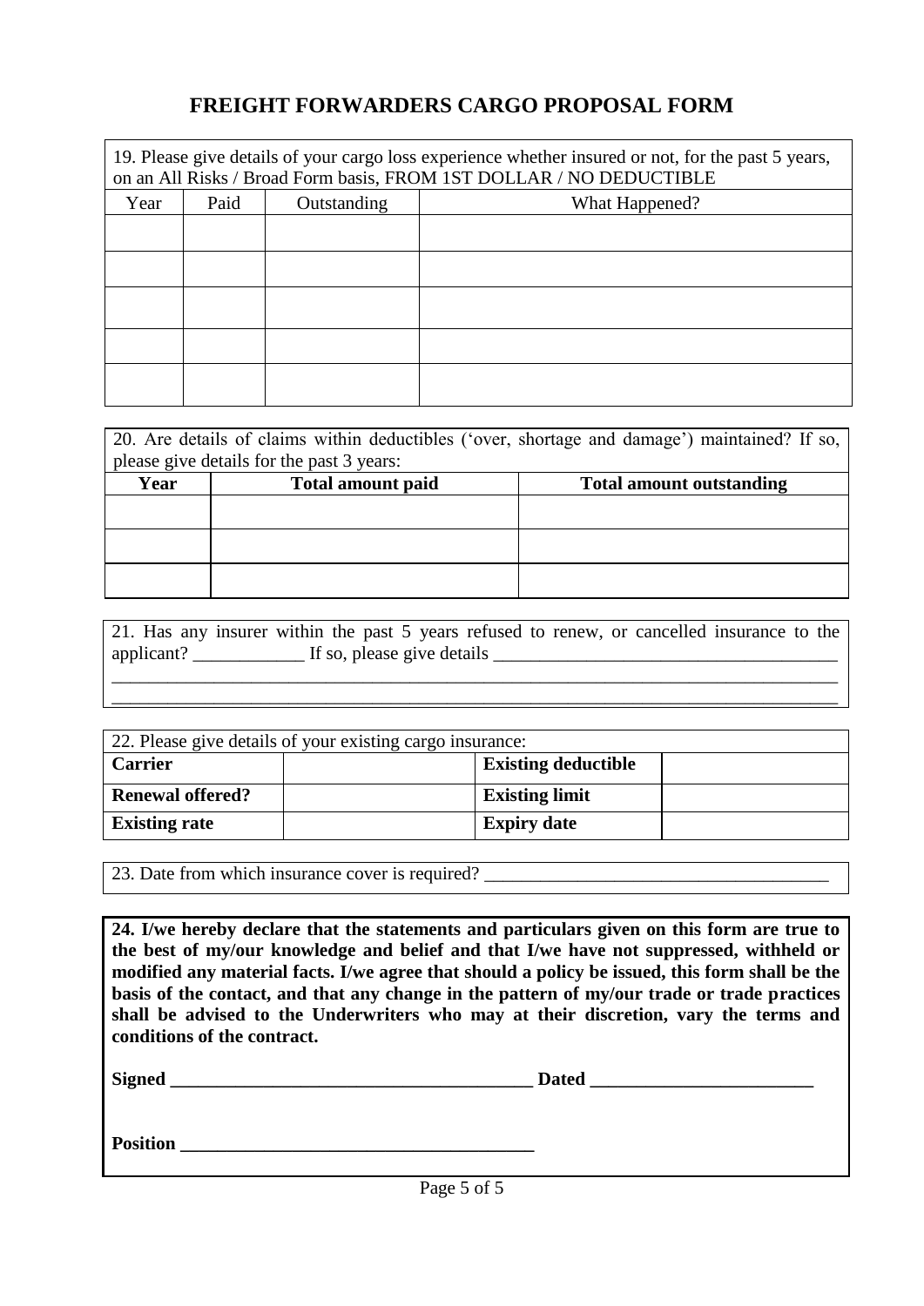# FREIGHT FORWARDERS CARGO PROPOSAL FORM

19. Please give details of your cargo loss experience whether insured or not, for the past 5 years, on an All Risks / Broad Form basis, FROM 1ST DOLLAR / NO DEDUCTIBLE

| Year | Paid | Outstanding | What Happened? |
|---|---|---|---|
| | | | |
| | | | |
| | | | |
| | | | |
| | | | |

20. Are details of claims within deductibles ('over, shortage and damage') maintained? If so, please give details for the past 3 years:

| **Year** | **Total amount paid** | **Total amount outstanding** |
|---|---|---|
| | | |
| | | |
| | | |

21. Has any insurer within the past 5 years refused to renew, or cancelled insurance to the applicant? ____________ If so, please give details ______________________________________
________________________________________________________________________________
________________________________________________________________________________

22. Please give details of your existing cargo insurance:

| | | | |
|---|---|---|---|
| **Carrier** | | **Existing deductible** | |
| **Renewal offered?** | | **Existing limit** | |
| **Existing rate** | | **Expiry date** | |

23. Date from which insurance cover is required? ______________________________________

**24. I/we hereby declare that the statements and particulars given on this form are true to the best of my/our knowledge and belief and that I/we have not suppressed, withheld or modified any material facts. I/we agree that should a policy be issued, this form shall be the basis of the contact, and that any change in the pattern of my/our trade or trade practices shall be advised to the Underwriters who may at their discretion, vary the terms and conditions of the contract.**

**Signed ________________________________________ Dated ________________________**

**Position ______________________________________**